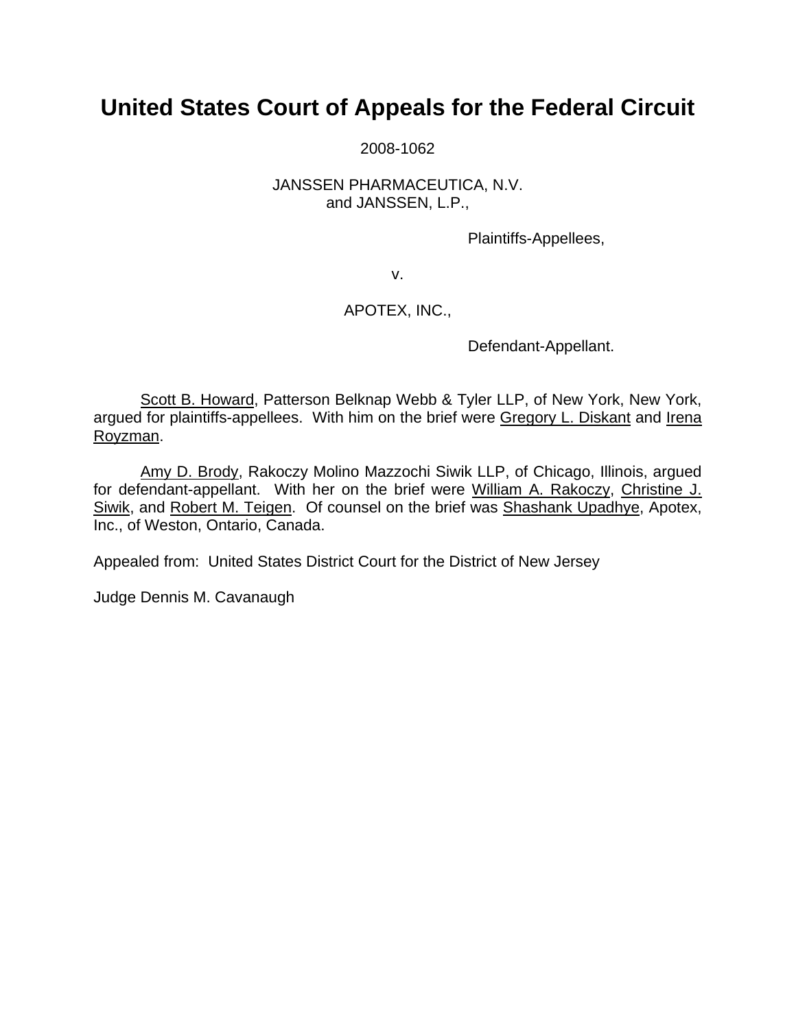# United States Court of Appeals for the Federal Circuit

2008-1062

JANSSEN PHARMACEUTICA, N.V.
and JANSSEN, L.P.,

Plaintiffs-Appellees,

v.

APOTEX, INC.,

Defendant-Appellant.

Scott B. Howard, Patterson Belknap Webb & Tyler LLP, of New York, New York, argued for plaintiffs-appellees. With him on the brief were Gregory L. Diskant and Irena Royzman.

Amy D. Brody, Rakoczy Molino Mazzochi Siwik LLP, of Chicago, Illinois, argued for defendant-appellant. With her on the brief were William A. Rakoczy, Christine J. Siwik, and Robert M. Teigen. Of counsel on the brief was Shashank Upadhye, Apotex, Inc., of Weston, Ontario, Canada.

Appealed from: United States District Court for the District of New Jersey

Judge Dennis M. Cavanaugh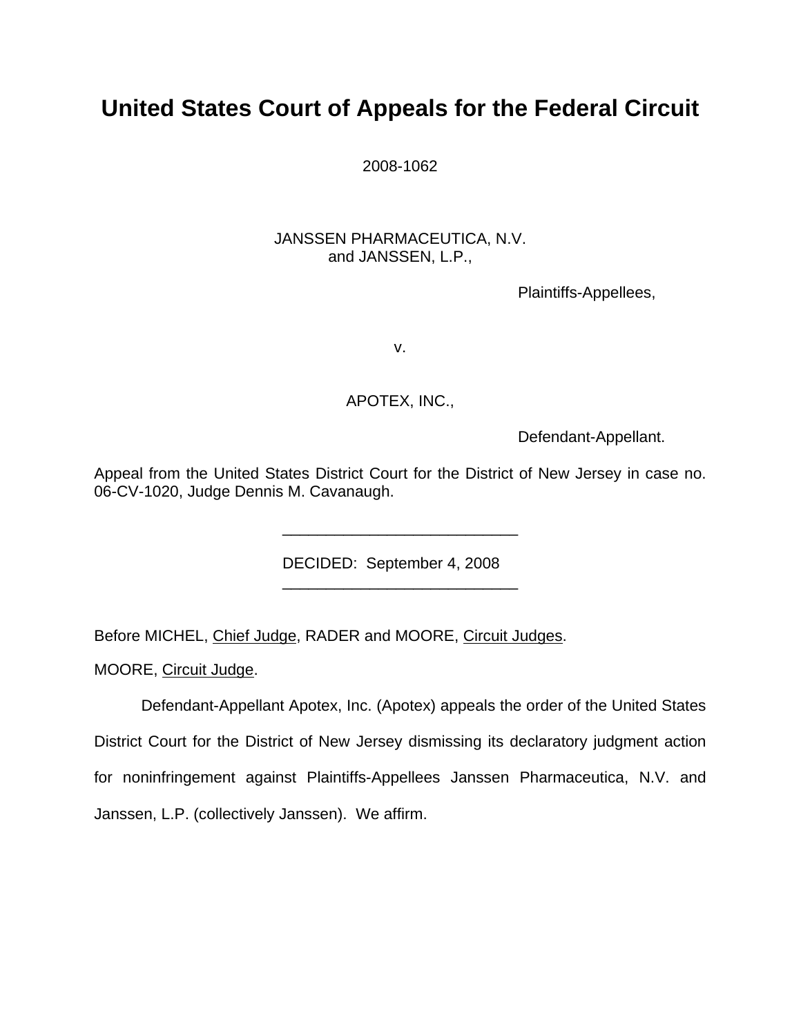# United States Court of Appeals for the Federal Circuit

2008-1062

JANSSEN PHARMACEUTICA, N.V.
and JANSSEN, L.P.,

Plaintiffs-Appellees,

v.

APOTEX, INC.,

Defendant-Appellant.

Appeal from the United States District Court for the District of New Jersey in case no. 06-CV-1020, Judge Dennis M. Cavanaugh.

---

DECIDED: September 4, 2008

---

Before MICHEL, Chief Judge, RADER and MOORE, Circuit Judges.

MOORE, Circuit Judge.

Defendant-Appellant Apotex, Inc. (Apotex) appeals the order of the United States District Court for the District of New Jersey dismissing its declaratory judgment action for noninfringement against Plaintiffs-Appellees Janssen Pharmaceutica, N.V. and Janssen, L.P. (collectively Janssen). We affirm.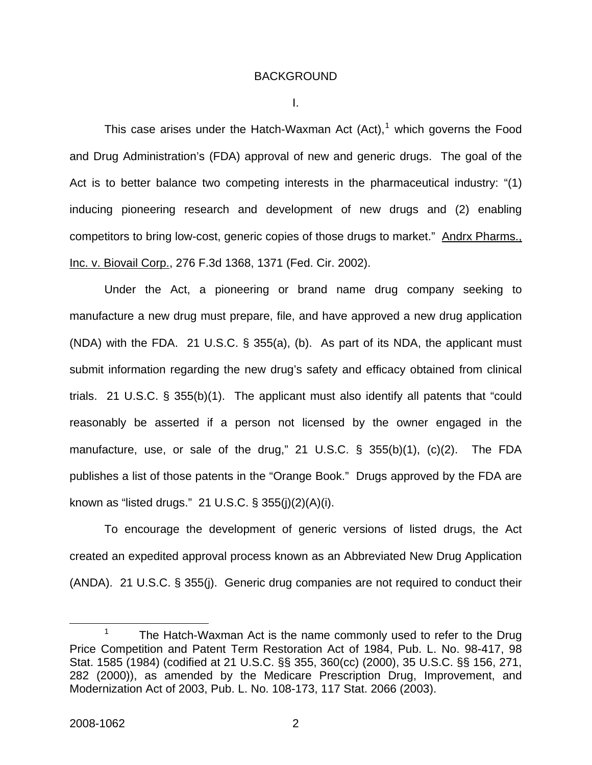# BACKGROUND

## I.

This case arises under the Hatch-Waxman Act (Act),[1] which governs the Food and Drug Administration's (FDA) approval of new and generic drugs. The goal of the Act is to better balance two competing interests in the pharmaceutical industry: "(1) inducing pioneering research and development of new drugs and (2) enabling competitors to bring low-cost, generic copies of those drugs to market." Andrx Pharms., Inc. v. Biovail Corp., 276 F.3d 1368, 1371 (Fed. Cir. 2002).

Under the Act, a pioneering or brand name drug company seeking to manufacture a new drug must prepare, file, and have approved a new drug application (NDA) with the FDA. 21 U.S.C. § 355(a), (b). As part of its NDA, the applicant must submit information regarding the new drug's safety and efficacy obtained from clinical trials. 21 U.S.C. § 355(b)(1). The applicant must also identify all patents that "could reasonably be asserted if a person not licensed by the owner engaged in the manufacture, use, or sale of the drug," 21 U.S.C. § 355(b)(1), (c)(2). The FDA publishes a list of those patents in the "Orange Book." Drugs approved by the FDA are known as "listed drugs." 21 U.S.C. § 355(j)(2)(A)(i).

To encourage the development of generic versions of listed drugs, the Act created an expedited approval process known as an Abbreviated New Drug Application (ANDA). 21 U.S.C. § 355(j). Generic drug companies are not required to conduct their

---

[1] The Hatch-Waxman Act is the name commonly used to refer to the Drug Price Competition and Patent Term Restoration Act of 1984, Pub. L. No. 98-417, 98 Stat. 1585 (1984) (codified at 21 U.S.C. §§ 355, 360(cc) (2000), 35 U.S.C. §§ 156, 271, 282 (2000)), as amended by the Medicare Prescription Drug, Improvement, and Modernization Act of 2003, Pub. L. No. 108-173, 117 Stat. 2066 (2003).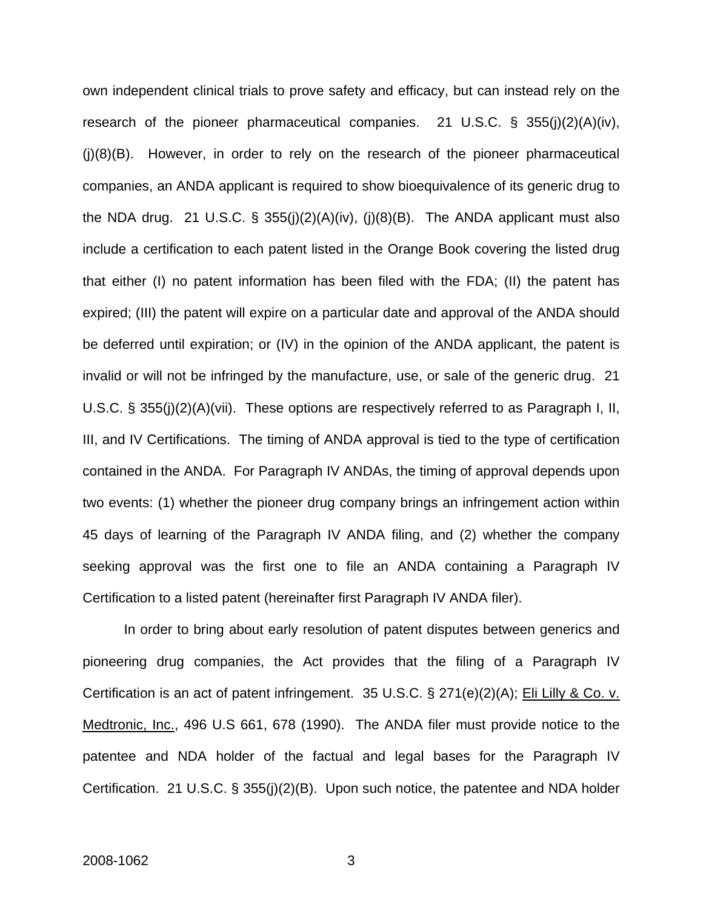own independent clinical trials to prove safety and efficacy, but can instead rely on the research of the pioneer pharmaceutical companies. 21 U.S.C. § 355(j)(2)(A)(iv), (j)(8)(B). However, in order to rely on the research of the pioneer pharmaceutical companies, an ANDA applicant is required to show bioequivalence of its generic drug to the NDA drug. 21 U.S.C. § 355(j)(2)(A)(iv), (j)(8)(B). The ANDA applicant must also include a certification to each patent listed in the Orange Book covering the listed drug that either (I) no patent information has been filed with the FDA; (II) the patent has expired; (III) the patent will expire on a particular date and approval of the ANDA should be deferred until expiration; or (IV) in the opinion of the ANDA applicant, the patent is invalid or will not be infringed by the manufacture, use, or sale of the generic drug. 21 U.S.C. § 355(j)(2)(A)(vii). These options are respectively referred to as Paragraph I, II, III, and IV Certifications. The timing of ANDA approval is tied to the type of certification contained in the ANDA. For Paragraph IV ANDAs, the timing of approval depends upon two events: (1) whether the pioneer drug company brings an infringement action within 45 days of learning of the Paragraph IV ANDA filing, and (2) whether the company seeking approval was the first one to file an ANDA containing a Paragraph IV Certification to a listed patent (hereinafter first Paragraph IV ANDA filer).

In order to bring about early resolution of patent disputes between generics and pioneering drug companies, the Act provides that the filing of a Paragraph IV Certification is an act of patent infringement. 35 U.S.C. § 271(e)(2)(A); Eli Lilly & Co. v. Medtronic, Inc., 496 U.S 661, 678 (1990). The ANDA filer must provide notice to the patentee and NDA holder of the factual and legal bases for the Paragraph IV Certification. 21 U.S.C. § 355(j)(2)(B). Upon such notice, the patentee and NDA holder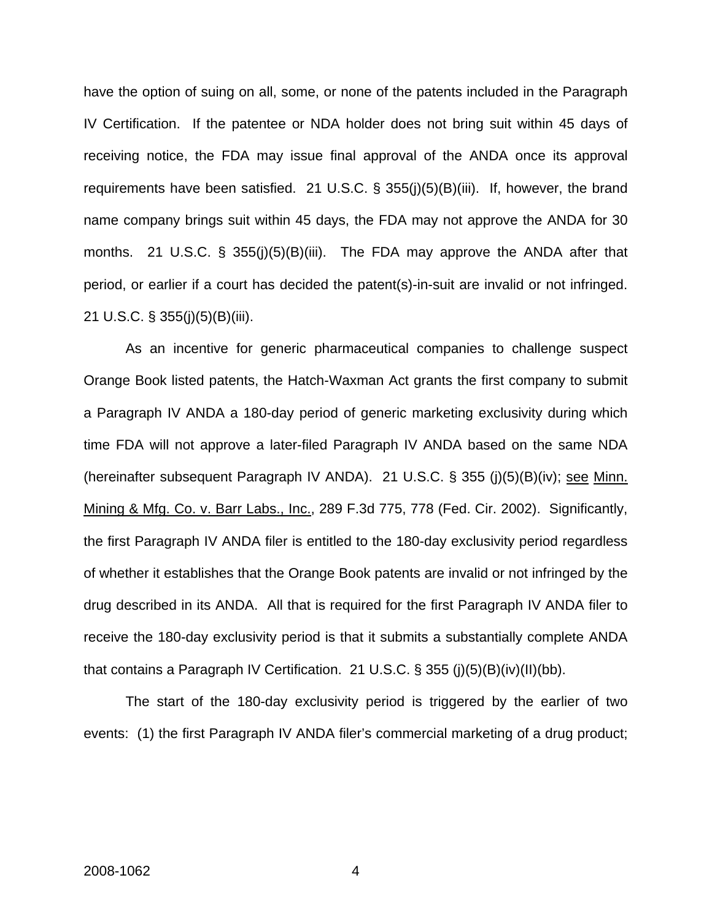have the option of suing on all, some, or none of the patents included in the Paragraph IV Certification. If the patentee or NDA holder does not bring suit within 45 days of receiving notice, the FDA may issue final approval of the ANDA once its approval requirements have been satisfied. 21 U.S.C. § 355(j)(5)(B)(iii). If, however, the brand name company brings suit within 45 days, the FDA may not approve the ANDA for 30 months. 21 U.S.C. § 355(j)(5)(B)(iii). The FDA may approve the ANDA after that period, or earlier if a court has decided the patent(s)-in-suit are invalid or not infringed. 21 U.S.C. § 355(j)(5)(B)(iii).

As an incentive for generic pharmaceutical companies to challenge suspect Orange Book listed patents, the Hatch-Waxman Act grants the first company to submit a Paragraph IV ANDA a 180-day period of generic marketing exclusivity during which time FDA will not approve a later-filed Paragraph IV ANDA based on the same NDA (hereinafter subsequent Paragraph IV ANDA). 21 U.S.C. § 355 (j)(5)(B)(iv); see Minn. Mining & Mfg. Co. v. Barr Labs., Inc., 289 F.3d 775, 778 (Fed. Cir. 2002). Significantly, the first Paragraph IV ANDA filer is entitled to the 180-day exclusivity period regardless of whether it establishes that the Orange Book patents are invalid or not infringed by the drug described in its ANDA. All that is required for the first Paragraph IV ANDA filer to receive the 180-day exclusivity period is that it submits a substantially complete ANDA that contains a Paragraph IV Certification. 21 U.S.C. § 355 (j)(5)(B)(iv)(II)(bb).

The start of the 180-day exclusivity period is triggered by the earlier of two events: (1) the first Paragraph IV ANDA filer's commercial marketing of a drug product;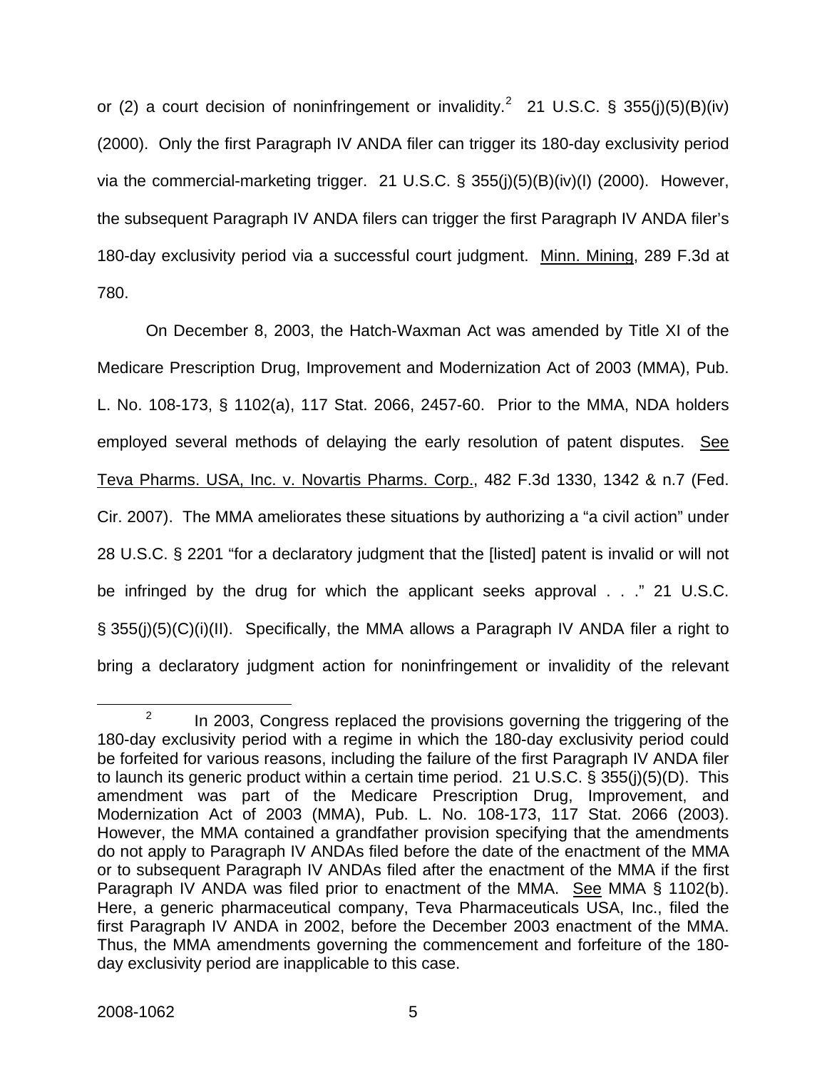or (2) a court decision of noninfringement or invalidity.[2] 21 U.S.C. § 355(j)(5)(B)(iv) (2000). Only the first Paragraph IV ANDA filer can trigger its 180-day exclusivity period via the commercial-marketing trigger. 21 U.S.C. § 355(j)(5)(B)(iv)(I) (2000). However, the subsequent Paragraph IV ANDA filers can trigger the first Paragraph IV ANDA filer's 180-day exclusivity period via a successful court judgment. Minn. Mining, 289 F.3d at 780.

On December 8, 2003, the Hatch-Waxman Act was amended by Title XI of the Medicare Prescription Drug, Improvement and Modernization Act of 2003 (MMA), Pub. L. No. 108-173, § 1102(a), 117 Stat. 2066, 2457-60. Prior to the MMA, NDA holders employed several methods of delaying the early resolution of patent disputes. See Teva Pharms. USA, Inc. v. Novartis Pharms. Corp., 482 F.3d 1330, 1342 & n.7 (Fed. Cir. 2007). The MMA ameliorates these situations by authorizing a "a civil action" under 28 U.S.C. § 2201 "for a declaratory judgment that the [listed] patent is invalid or will not be infringed by the drug for which the applicant seeks approval . . ." 21 U.S.C. § 355(j)(5)(C)(i)(II). Specifically, the MMA allows a Paragraph IV ANDA filer a right to bring a declaratory judgment action for noninfringement or invalidity of the relevant

---

[2] In 2003, Congress replaced the provisions governing the triggering of the 180-day exclusivity period with a regime in which the 180-day exclusivity period could be forfeited for various reasons, including the failure of the first Paragraph IV ANDA filer to launch its generic product within a certain time period. 21 U.S.C. § 355(j)(5)(D). This amendment was part of the Medicare Prescription Drug, Improvement, and Modernization Act of 2003 (MMA), Pub. L. No. 108-173, 117 Stat. 2066 (2003). However, the MMA contained a grandfather provision specifying that the amendments do not apply to Paragraph IV ANDAs filed before the date of the enactment of the MMA or to subsequent Paragraph IV ANDAs filed after the enactment of the MMA if the first Paragraph IV ANDA was filed prior to enactment of the MMA. See MMA § 1102(b). Here, a generic pharmaceutical company, Teva Pharmaceuticals USA, Inc., filed the first Paragraph IV ANDA in 2002, before the December 2003 enactment of the MMA. Thus, the MMA amendments governing the commencement and forfeiture of the 180-day exclusivity period are inapplicable to this case.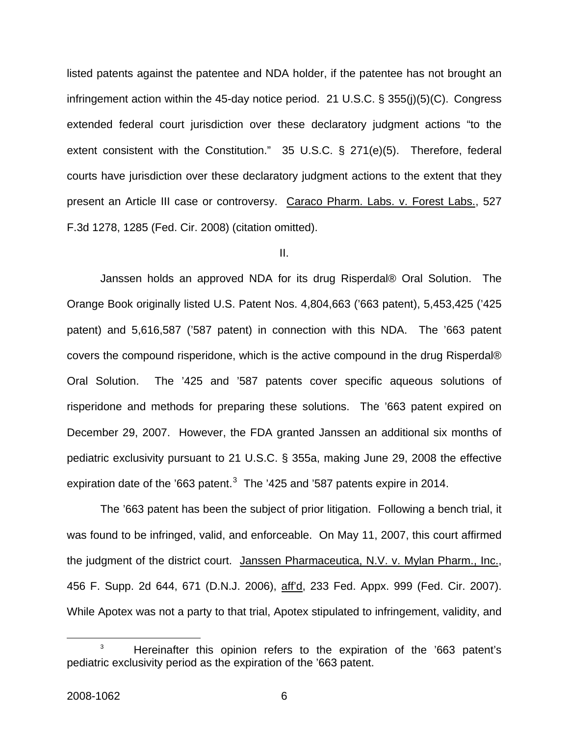listed patents against the patentee and NDA holder, if the patentee has not brought an infringement action within the 45-day notice period. 21 U.S.C. § 355(j)(5)(C). Congress extended federal court jurisdiction over these declaratory judgment actions "to the extent consistent with the Constitution." 35 U.S.C. § 271(e)(5). Therefore, federal courts have jurisdiction over these declaratory judgment actions to the extent that they present an Article III case or controversy. Caraco Pharm. Labs. v. Forest Labs., 527 F.3d 1278, 1285 (Fed. Cir. 2008) (citation omitted).

II.

Janssen holds an approved NDA for its drug Risperdal® Oral Solution. The Orange Book originally listed U.S. Patent Nos. 4,804,663 ('663 patent), 5,453,425 ('425 patent) and 5,616,587 ('587 patent) in connection with this NDA. The '663 patent covers the compound risperidone, which is the active compound in the drug Risperdal® Oral Solution. The '425 and '587 patents cover specific aqueous solutions of risperidone and methods for preparing these solutions. The '663 patent expired on December 29, 2007. However, the FDA granted Janssen an additional six months of pediatric exclusivity pursuant to 21 U.S.C. § 355a, making June 29, 2008 the effective expiration date of the '663 patent.[3] The '425 and '587 patents expire in 2014.

The '663 patent has been the subject of prior litigation. Following a bench trial, it was found to be infringed, valid, and enforceable. On May 11, 2007, this court affirmed the judgment of the district court. Janssen Pharmaceutica, N.V. v. Mylan Pharm., Inc., 456 F. Supp. 2d 644, 671 (D.N.J. 2006), aff'd, 233 Fed. Appx. 999 (Fed. Cir. 2007). While Apotex was not a party to that trial, Apotex stipulated to infringement, validity, and

[3] Hereinafter this opinion refers to the expiration of the '663 patent's pediatric exclusivity period as the expiration of the '663 patent.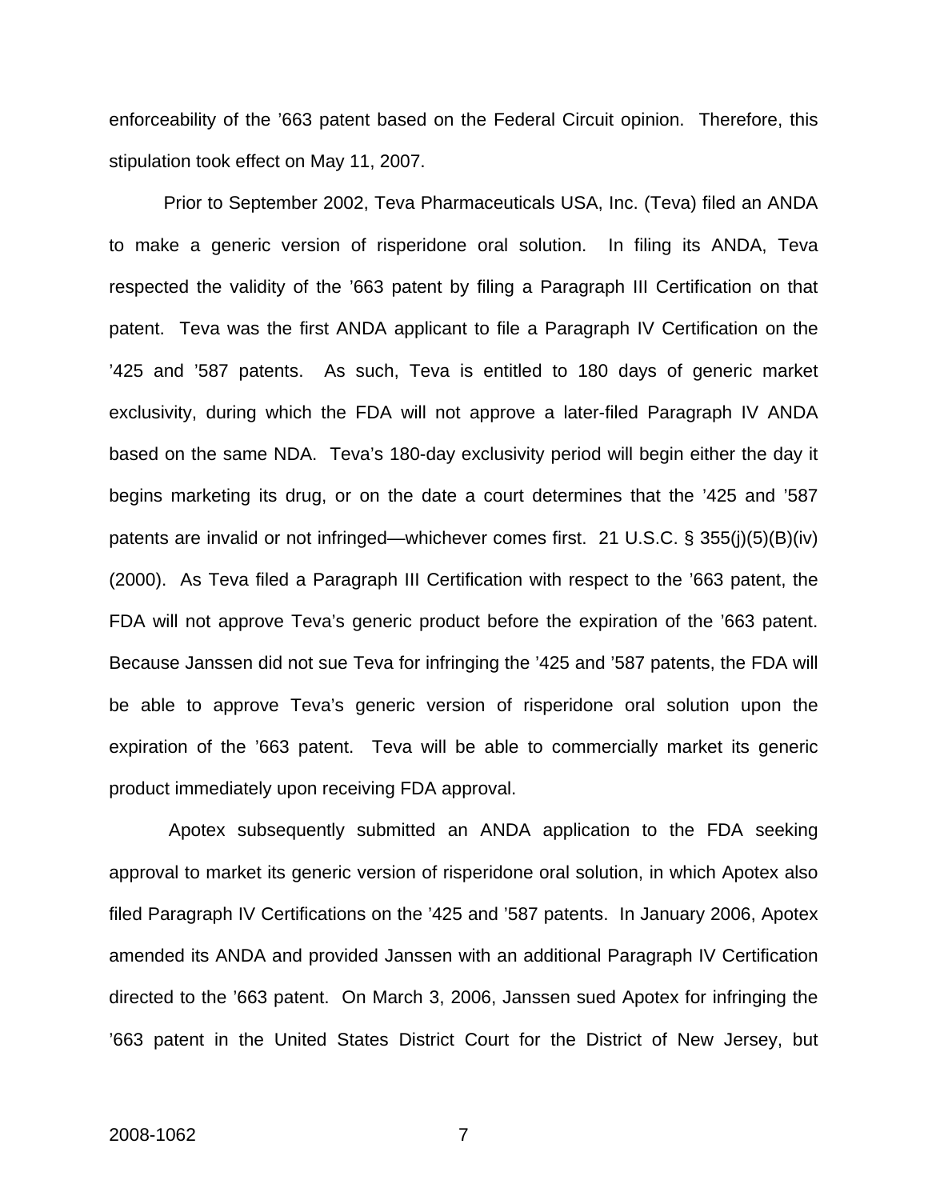enforceability of the ’663 patent based on the Federal Circuit opinion. Therefore, this stipulation took effect on May 11, 2007.

Prior to September 2002, Teva Pharmaceuticals USA, Inc. (Teva) filed an ANDA to make a generic version of risperidone oral solution. In filing its ANDA, Teva respected the validity of the ’663 patent by filing a Paragraph III Certification on that patent. Teva was the first ANDA applicant to file a Paragraph IV Certification on the ’425 and ’587 patents. As such, Teva is entitled to 180 days of generic market exclusivity, during which the FDA will not approve a later-filed Paragraph IV ANDA based on the same NDA. Teva’s 180-day exclusivity period will begin either the day it begins marketing its drug, or on the date a court determines that the ’425 and ’587 patents are invalid or not infringed—whichever comes first. 21 U.S.C. § 355(j)(5)(B)(iv) (2000). As Teva filed a Paragraph III Certification with respect to the ’663 patent, the FDA will not approve Teva’s generic product before the expiration of the ’663 patent. Because Janssen did not sue Teva for infringing the ’425 and ’587 patents, the FDA will be able to approve Teva’s generic version of risperidone oral solution upon the expiration of the ’663 patent. Teva will be able to commercially market its generic product immediately upon receiving FDA approval.

Apotex subsequently submitted an ANDA application to the FDA seeking approval to market its generic version of risperidone oral solution, in which Apotex also filed Paragraph IV Certifications on the ’425 and ’587 patents. In January 2006, Apotex amended its ANDA and provided Janssen with an additional Paragraph IV Certification directed to the ’663 patent. On March 3, 2006, Janssen sued Apotex for infringing the ’663 patent in the United States District Court for the District of New Jersey, but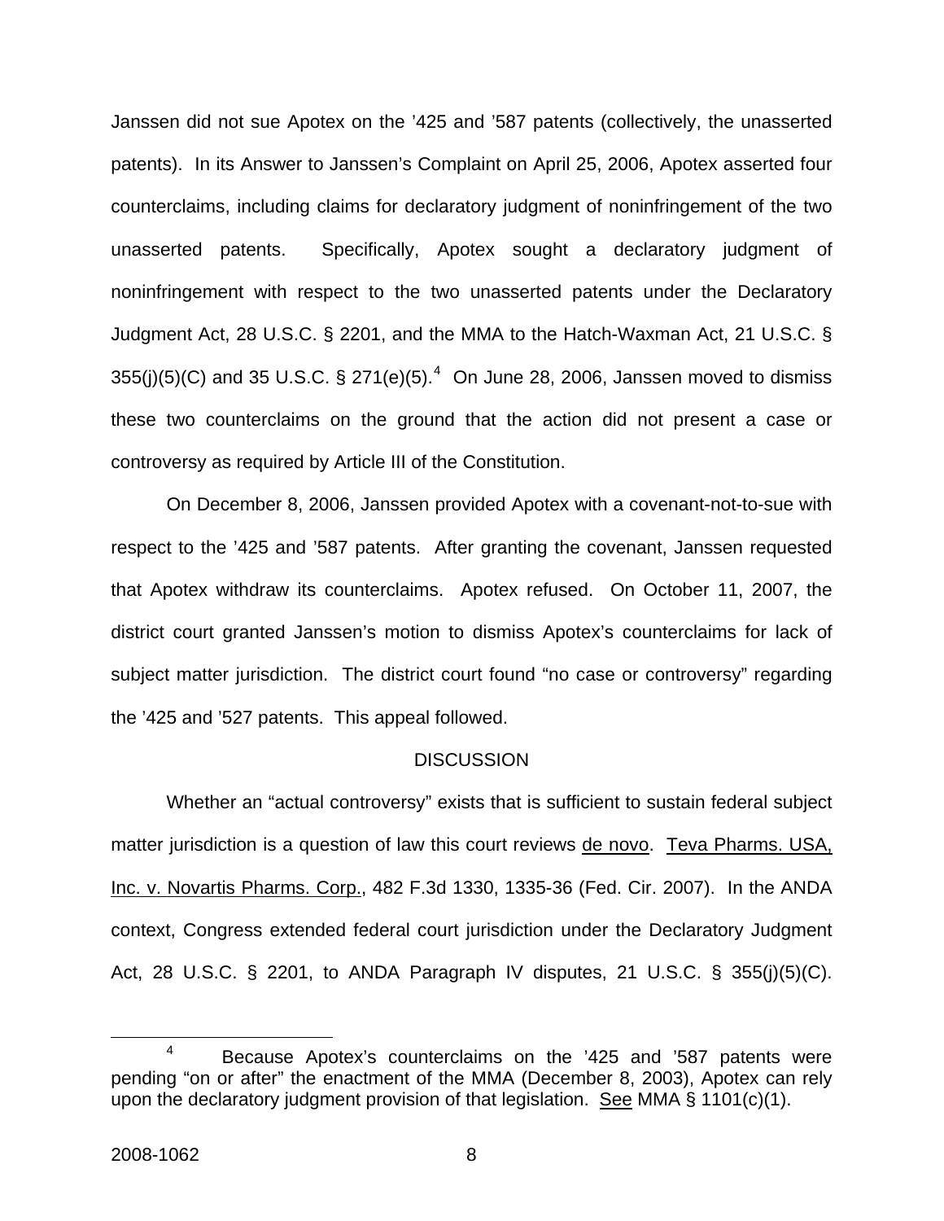Janssen did not sue Apotex on the '425 and '587 patents (collectively, the unasserted patents). In its Answer to Janssen's Complaint on April 25, 2006, Apotex asserted four counterclaims, including claims for declaratory judgment of noninfringement of the two unasserted patents. Specifically, Apotex sought a declaratory judgment of noninfringement with respect to the two unasserted patents under the Declaratory Judgment Act, 28 U.S.C. § 2201, and the MMA to the Hatch-Waxman Act, 21 U.S.C. § 355(j)(5)(C) and 35 U.S.C. § 271(e)(5).[4] On June 28, 2006, Janssen moved to dismiss these two counterclaims on the ground that the action did not present a case or controversy as required by Article III of the Constitution.

On December 8, 2006, Janssen provided Apotex with a covenant-not-to-sue with respect to the '425 and '587 patents. After granting the covenant, Janssen requested that Apotex withdraw its counterclaims. Apotex refused. On October 11, 2007, the district court granted Janssen's motion to dismiss Apotex's counterclaims for lack of subject matter jurisdiction. The district court found "no case or controversy" regarding the '425 and '527 patents. This appeal followed.

## DISCUSSION

Whether an "actual controversy" exists that is sufficient to sustain federal subject matter jurisdiction is a question of law this court reviews de novo. Teva Pharms. USA, Inc. v. Novartis Pharms. Corp., 482 F.3d 1330, 1335-36 (Fed. Cir. 2007). In the ANDA context, Congress extended federal court jurisdiction under the Declaratory Judgment Act, 28 U.S.C. § 2201, to ANDA Paragraph IV disputes, 21 U.S.C. § 355(j)(5)(C).

[4] Because Apotex's counterclaims on the '425 and '587 patents were pending "on or after" the enactment of the MMA (December 8, 2003), Apotex can rely upon the declaratory judgment provision of that legislation. See MMA § 1101(c)(1).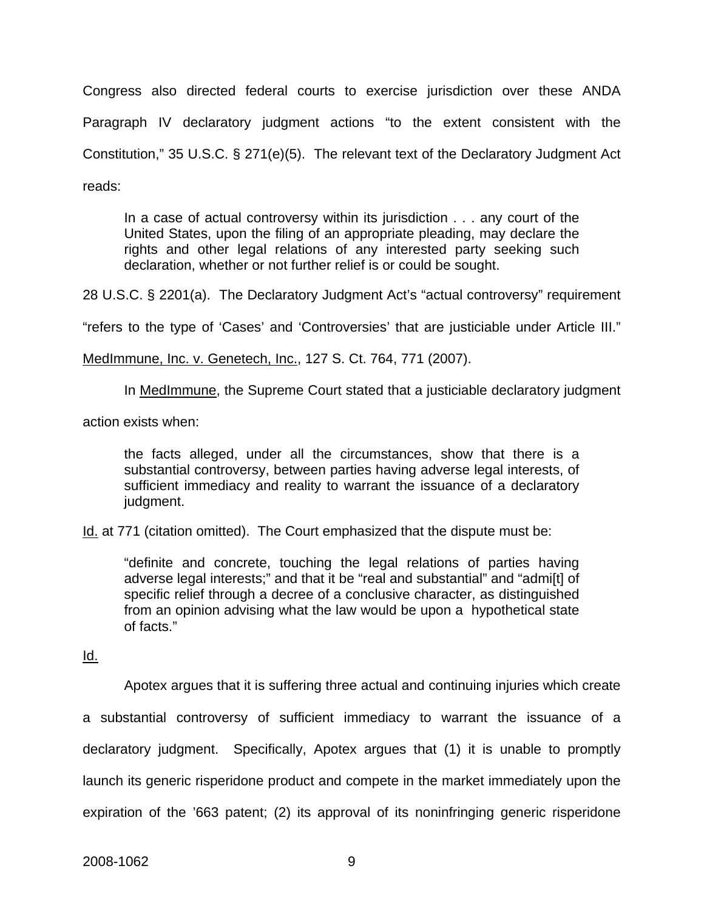Congress also directed federal courts to exercise jurisdiction over these ANDA Paragraph IV declaratory judgment actions "to the extent consistent with the Constitution," 35 U.S.C. § 271(e)(5). The relevant text of the Declaratory Judgment Act reads:

> In a case of actual controversy within its jurisdiction . . . any court of the United States, upon the filing of an appropriate pleading, may declare the rights and other legal relations of any interested party seeking such declaration, whether or not further relief is or could be sought.

28 U.S.C. § 2201(a). The Declaratory Judgment Act's "actual controversy" requirement "refers to the type of 'Cases' and 'Controversies' that are justiciable under Article III." MedImmune, Inc. v. Genetech, Inc., 127 S. Ct. 764, 771 (2007).

In MedImmune, the Supreme Court stated that a justiciable declaratory judgment action exists when:

> the facts alleged, under all the circumstances, show that there is a substantial controversy, between parties having adverse legal interests, of sufficient immediacy and reality to warrant the issuance of a declaratory judgment.

Id. at 771 (citation omitted). The Court emphasized that the dispute must be:

> "definite and concrete, touching the legal relations of parties having adverse legal interests;" and that it be "real and substantial" and "admi[t] of specific relief through a decree of a conclusive character, as distinguished from an opinion advising what the law would be upon a hypothetical state of facts."

Id.

Apotex argues that it is suffering three actual and continuing injuries which create a substantial controversy of sufficient immediacy to warrant the issuance of a declaratory judgment. Specifically, Apotex argues that (1) it is unable to promptly launch its generic risperidone product and compete in the market immediately upon the expiration of the '663 patent; (2) its approval of its noninfringing generic risperidone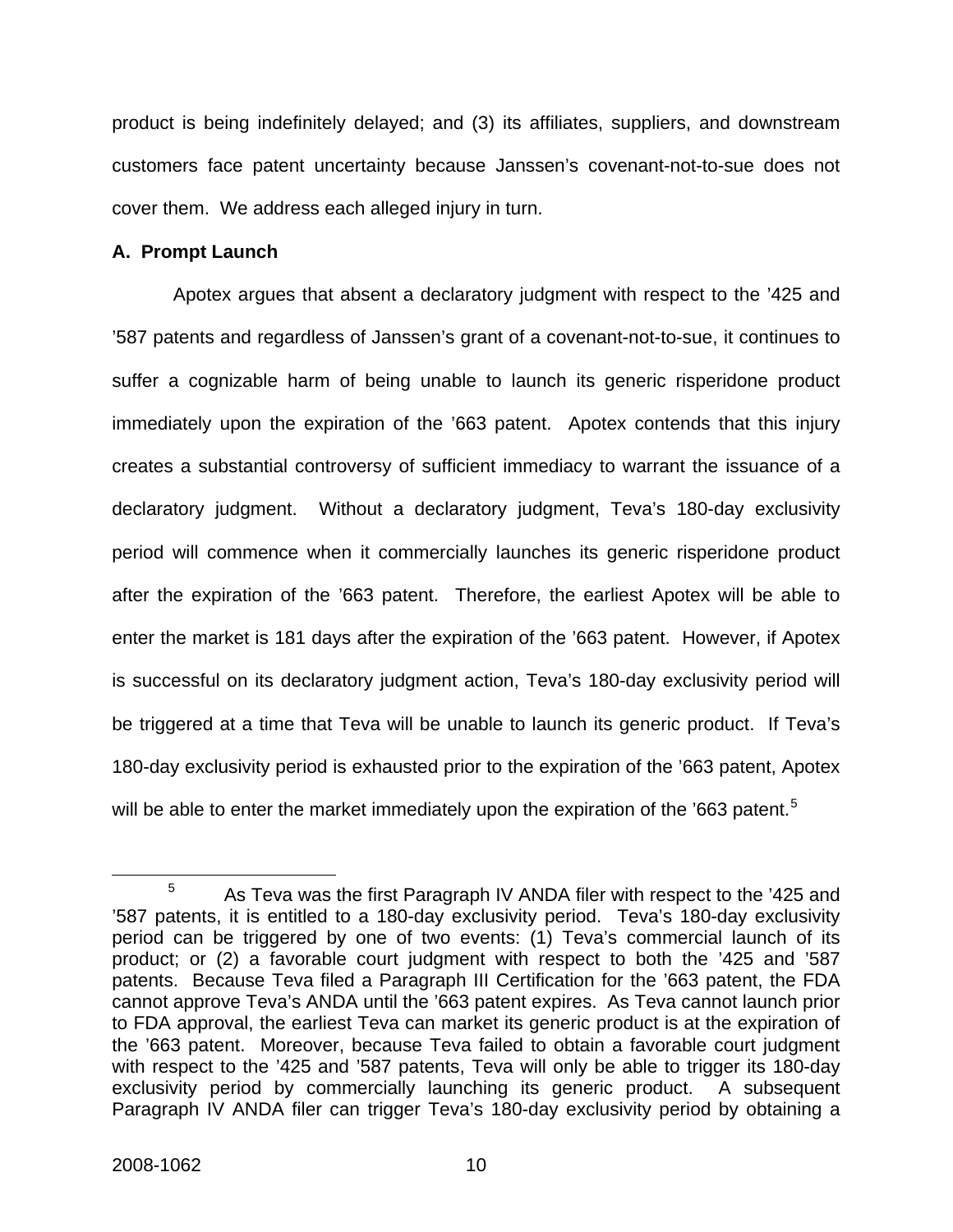product is being indefinitely delayed; and (3) its affiliates, suppliers, and downstream customers face patent uncertainty because Janssen's covenant-not-to-sue does not cover them. We address each alleged injury in turn.

**A. Prompt Launch**

Apotex argues that absent a declaratory judgment with respect to the '425 and '587 patents and regardless of Janssen's grant of a covenant-not-to-sue, it continues to suffer a cognizable harm of being unable to launch its generic risperidone product immediately upon the expiration of the '663 patent. Apotex contends that this injury creates a substantial controversy of sufficient immediacy to warrant the issuance of a declaratory judgment. Without a declaratory judgment, Teva's 180-day exclusivity period will commence when it commercially launches its generic risperidone product after the expiration of the '663 patent. Therefore, the earliest Apotex will be able to enter the market is 181 days after the expiration of the '663 patent. However, if Apotex is successful on its declaratory judgment action, Teva's 180-day exclusivity period will be triggered at a time that Teva will be unable to launch its generic product. If Teva's 180-day exclusivity period is exhausted prior to the expiration of the '663 patent, Apotex will be able to enter the market immediately upon the expiration of the '663 patent.[5]

[5] As Teva was the first Paragraph IV ANDA filer with respect to the '425 and '587 patents, it is entitled to a 180-day exclusivity period. Teva's 180-day exclusivity period can be triggered by one of two events: (1) Teva's commercial launch of its product; or (2) a favorable court judgment with respect to both the '425 and '587 patents. Because Teva filed a Paragraph III Certification for the '663 patent, the FDA cannot approve Teva's ANDA until the '663 patent expires. As Teva cannot launch prior to FDA approval, the earliest Teva can market its generic product is at the expiration of the '663 patent. Moreover, because Teva failed to obtain a favorable court judgment with respect to the '425 and '587 patents, Teva will only be able to trigger its 180-day exclusivity period by commercially launching its generic product. A subsequent Paragraph IV ANDA filer can trigger Teva's 180-day exclusivity period by obtaining a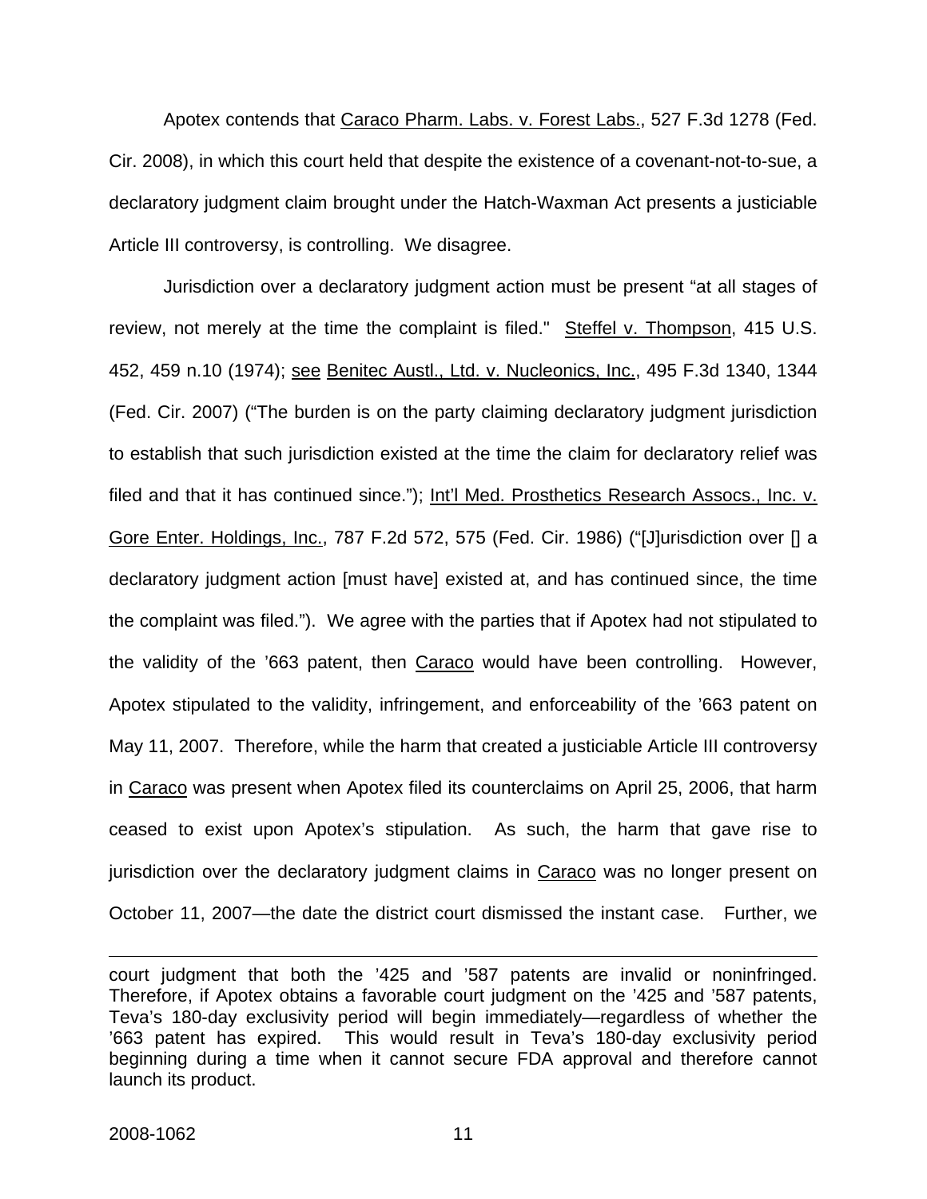Apotex contends that Caraco Pharm. Labs. v. Forest Labs., 527 F.3d 1278 (Fed. Cir. 2008), in which this court held that despite the existence of a covenant-not-to-sue, a declaratory judgment claim brought under the Hatch-Waxman Act presents a justiciable Article III controversy, is controlling. We disagree.

Jurisdiction over a declaratory judgment action must be present "at all stages of review, not merely at the time the complaint is filed." Steffel v. Thompson, 415 U.S. 452, 459 n.10 (1974); see Benitec Austl., Ltd. v. Nucleonics, Inc., 495 F.3d 1340, 1344 (Fed. Cir. 2007) ("The burden is on the party claiming declaratory judgment jurisdiction to establish that such jurisdiction existed at the time the claim for declaratory relief was filed and that it has continued since."); Int'l Med. Prosthetics Research Assocs., Inc. v. Gore Enter. Holdings, Inc., 787 F.2d 572, 575 (Fed. Cir. 1986) ("[J]urisdiction over [] a declaratory judgment action [must have] existed at, and has continued since, the time the complaint was filed."). We agree with the parties that if Apotex had not stipulated to the validity of the '663 patent, then Caraco would have been controlling. However, Apotex stipulated to the validity, infringement, and enforceability of the '663 patent on May 11, 2007. Therefore, while the harm that created a justiciable Article III controversy in Caraco was present when Apotex filed its counterclaims on April 25, 2006, that harm ceased to exist upon Apotex's stipulation. As such, the harm that gave rise to jurisdiction over the declaratory judgment claims in Caraco was no longer present on October 11, 2007—the date the district court dismissed the instant case. Further, we

---

court judgment that both the '425 and '587 patents are invalid or noninfringed. Therefore, if Apotex obtains a favorable court judgment on the '425 and '587 patents, Teva's 180-day exclusivity period will begin immediately—regardless of whether the '663 patent has expired. This would result in Teva's 180-day exclusivity period beginning during a time when it cannot secure FDA approval and therefore cannot launch its product.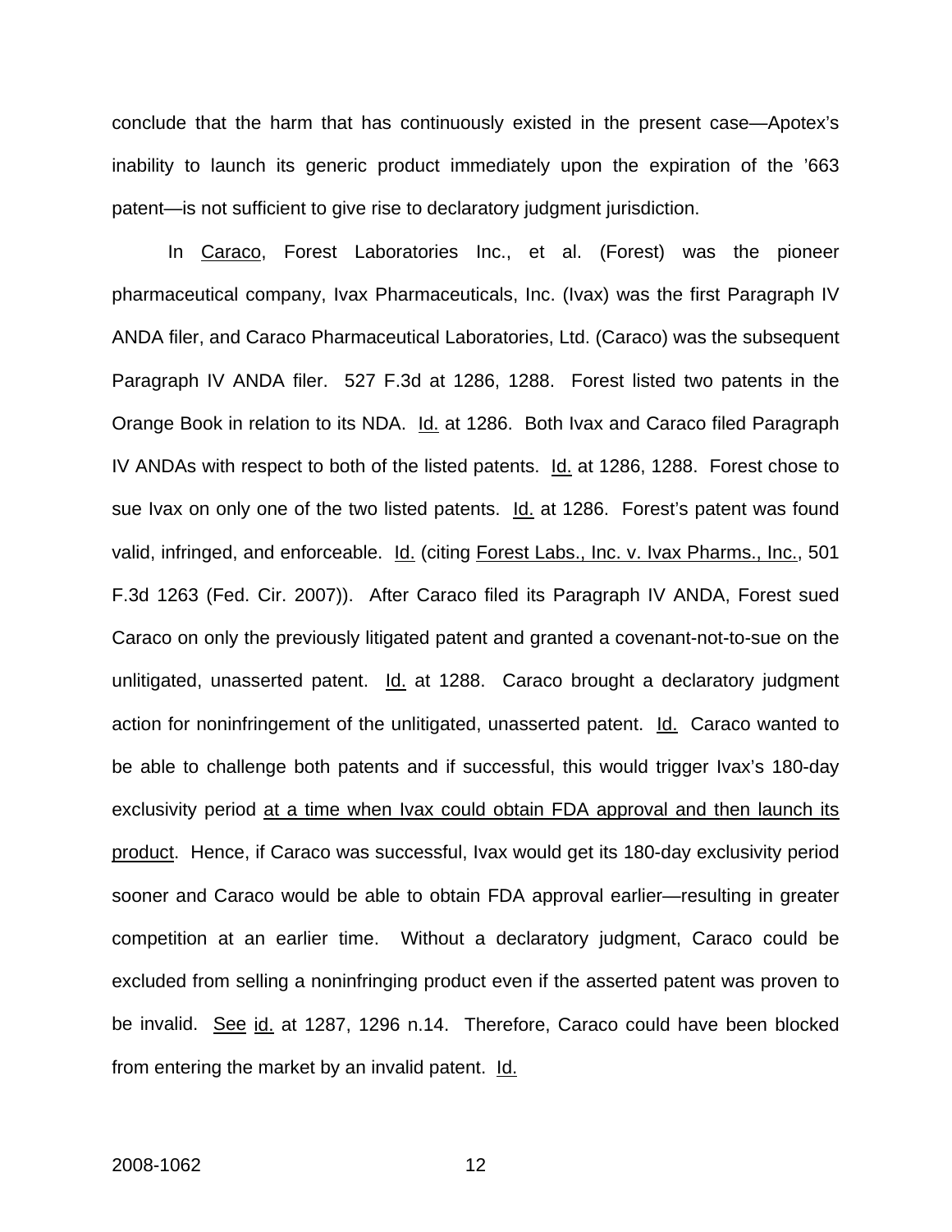conclude that the harm that has continuously existed in the present case—Apotex's inability to launch its generic product immediately upon the expiration of the '663 patent—is not sufficient to give rise to declaratory judgment jurisdiction.

In Caraco, Forest Laboratories Inc., et al. (Forest) was the pioneer pharmaceutical company, Ivax Pharmaceuticals, Inc. (Ivax) was the first Paragraph IV ANDA filer, and Caraco Pharmaceutical Laboratories, Ltd. (Caraco) was the subsequent Paragraph IV ANDA filer. 527 F.3d at 1286, 1288. Forest listed two patents in the Orange Book in relation to its NDA. Id. at 1286. Both Ivax and Caraco filed Paragraph IV ANDAs with respect to both of the listed patents. Id. at 1286, 1288. Forest chose to sue Ivax on only one of the two listed patents. Id. at 1286. Forest's patent was found valid, infringed, and enforceable. Id. (citing Forest Labs., Inc. v. Ivax Pharms., Inc., 501 F.3d 1263 (Fed. Cir. 2007)). After Caraco filed its Paragraph IV ANDA, Forest sued Caraco on only the previously litigated patent and granted a covenant-not-to-sue on the unlitigated, unasserted patent. Id. at 1288. Caraco brought a declaratory judgment action for noninfringement of the unlitigated, unasserted patent. Id. Caraco wanted to be able to challenge both patents and if successful, this would trigger Ivax's 180-day exclusivity period at a time when Ivax could obtain FDA approval and then launch its product. Hence, if Caraco was successful, Ivax would get its 180-day exclusivity period sooner and Caraco would be able to obtain FDA approval earlier—resulting in greater competition at an earlier time. Without a declaratory judgment, Caraco could be excluded from selling a noninfringing product even if the asserted patent was proven to be invalid. See id. at 1287, 1296 n.14. Therefore, Caraco could have been blocked from entering the market by an invalid patent. Id.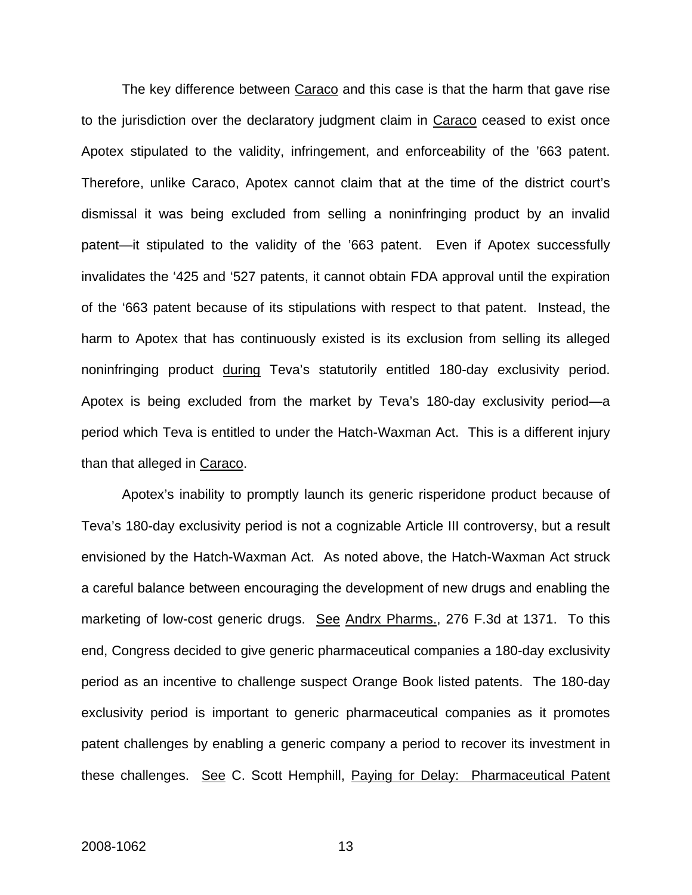The key difference between Caraco and this case is that the harm that gave rise to the jurisdiction over the declaratory judgment claim in Caraco ceased to exist once Apotex stipulated to the validity, infringement, and enforceability of the ’663 patent. Therefore, unlike Caraco, Apotex cannot claim that at the time of the district court’s dismissal it was being excluded from selling a noninfringing product by an invalid patent—it stipulated to the validity of the ’663 patent. Even if Apotex successfully invalidates the ‘425 and ‘527 patents, it cannot obtain FDA approval until the expiration of the ‘663 patent because of its stipulations with respect to that patent. Instead, the harm to Apotex that has continuously existed is its exclusion from selling its alleged noninfringing product during Teva’s statutorily entitled 180-day exclusivity period. Apotex is being excluded from the market by Teva’s 180-day exclusivity period—a period which Teva is entitled to under the Hatch-Waxman Act. This is a different injury than that alleged in Caraco.

Apotex’s inability to promptly launch its generic risperidone product because of Teva’s 180-day exclusivity period is not a cognizable Article III controversy, but a result envisioned by the Hatch-Waxman Act. As noted above, the Hatch-Waxman Act struck a careful balance between encouraging the development of new drugs and enabling the marketing of low-cost generic drugs. See Andrx Pharms., 276 F.3d at 1371. To this end, Congress decided to give generic pharmaceutical companies a 180-day exclusivity period as an incentive to challenge suspect Orange Book listed patents. The 180-day exclusivity period is important to generic pharmaceutical companies as it promotes patent challenges by enabling a generic company a period to recover its investment in these challenges. See C. Scott Hemphill, Paying for Delay: Pharmaceutical Patent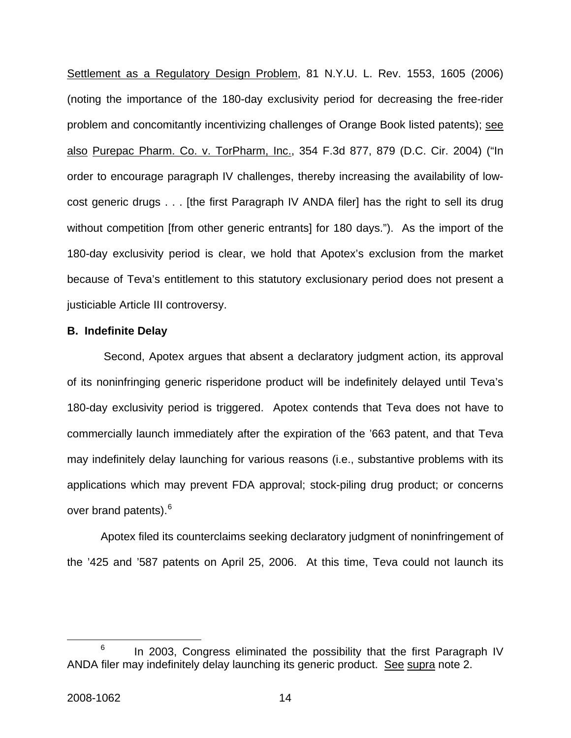Settlement as a Regulatory Design Problem, 81 N.Y.U. L. Rev. 1553, 1605 (2006) (noting the importance of the 180-day exclusivity period for decreasing the free-rider problem and concomitantly incentivizing challenges of Orange Book listed patents); see also Purepac Pharm. Co. v. TorPharm, Inc., 354 F.3d 877, 879 (D.C. Cir. 2004) ("In order to encourage paragraph IV challenges, thereby increasing the availability of low-cost generic drugs . . . [the first Paragraph IV ANDA filer] has the right to sell its drug without competition [from other generic entrants] for 180 days."). As the import of the 180-day exclusivity period is clear, we hold that Apotex's exclusion from the market because of Teva's entitlement to this statutory exclusionary period does not present a justiciable Article III controversy.

**B. Indefinite Delay**

Second, Apotex argues that absent a declaratory judgment action, its approval of its noninfringing generic risperidone product will be indefinitely delayed until Teva's 180-day exclusivity period is triggered. Apotex contends that Teva does not have to commercially launch immediately after the expiration of the '663 patent, and that Teva may indefinitely delay launching for various reasons (i.e., substantive problems with its applications which may prevent FDA approval; stock-piling drug product; or concerns over brand patents).[6]

Apotex filed its counterclaims seeking declaratory judgment of noninfringement of the '425 and '587 patents on April 25, 2006. At this time, Teva could not launch its

[6] In 2003, Congress eliminated the possibility that the first Paragraph IV ANDA filer may indefinitely delay launching its generic product. See supra note 2.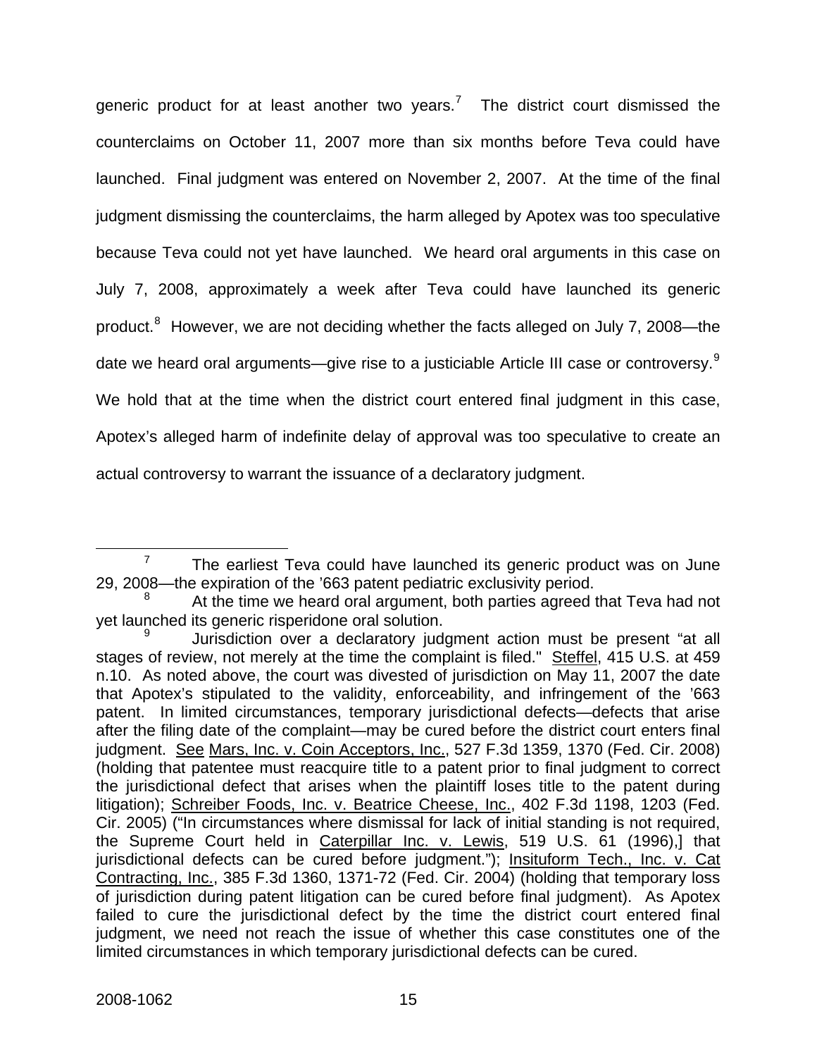generic product for at least another two years.[7] The district court dismissed the counterclaims on October 11, 2007 more than six months before Teva could have launched. Final judgment was entered on November 2, 2007. At the time of the final judgment dismissing the counterclaims, the harm alleged by Apotex was too speculative because Teva could not yet have launched. We heard oral arguments in this case on July 7, 2008, approximately a week after Teva could have launched its generic product.[8] However, we are not deciding whether the facts alleged on July 7, 2008—the date we heard oral arguments—give rise to a justiciable Article III case or controversy.[9] We hold that at the time when the district court entered final judgment in this case, Apotex's alleged harm of indefinite delay of approval was too speculative to create an actual controversy to warrant the issuance of a declaratory judgment.

---

[7] The earliest Teva could have launched its generic product was on June 29, 2008—the expiration of the '663 patent pediatric exclusivity period.

[8] At the time we heard oral argument, both parties agreed that Teva had not yet launched its generic risperidone oral solution.

[9] Jurisdiction over a declaratory judgment action must be present "at all stages of review, not merely at the time the complaint is filed." Steffel, 415 U.S. at 459 n.10. As noted above, the court was divested of jurisdiction on May 11, 2007 the date that Apotex's stipulated to the validity, enforceability, and infringement of the '663 patent. In limited circumstances, temporary jurisdictional defects—defects that arise after the filing date of the complaint—may be cured before the district court enters final judgment. See Mars, Inc. v. Coin Acceptors, Inc., 527 F.3d 1359, 1370 (Fed. Cir. 2008) (holding that patentee must reacquire title to a patent prior to final judgment to correct the jurisdictional defect that arises when the plaintiff loses title to the patent during litigation); Schreiber Foods, Inc. v. Beatrice Cheese, Inc., 402 F.3d 1198, 1203 (Fed. Cir. 2005) ("In circumstances where dismissal for lack of initial standing is not required, the Supreme Court held in Caterpillar Inc. v. Lewis, 519 U.S. 61 (1996),] that jurisdictional defects can be cured before judgment."); Insituform Tech., Inc. v. Cat Contracting, Inc., 385 F.3d 1360, 1371-72 (Fed. Cir. 2004) (holding that temporary loss of jurisdiction during patent litigation can be cured before final judgment). As Apotex failed to cure the jurisdictional defect by the time the district court entered final judgment, we need not reach the issue of whether this case constitutes one of the limited circumstances in which temporary jurisdictional defects can be cured.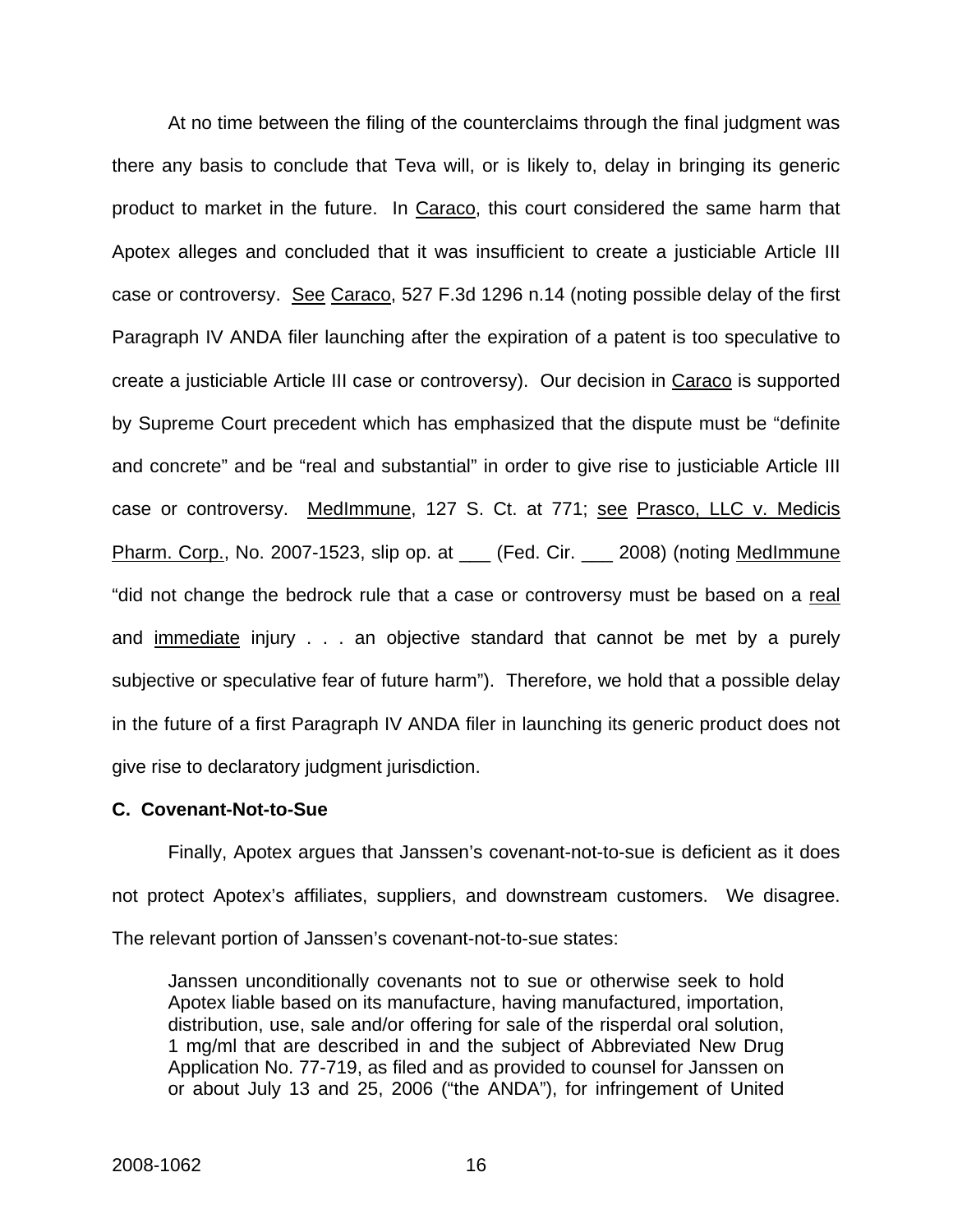At no time between the filing of the counterclaims through the final judgment was there any basis to conclude that Teva will, or is likely to, delay in bringing its generic product to market in the future. In Caraco, this court considered the same harm that Apotex alleges and concluded that it was insufficient to create a justiciable Article III case or controversy. See Caraco, 527 F.3d 1296 n.14 (noting possible delay of the first Paragraph IV ANDA filer launching after the expiration of a patent is too speculative to create a justiciable Article III case or controversy). Our decision in Caraco is supported by Supreme Court precedent which has emphasized that the dispute must be "definite and concrete" and be "real and substantial" in order to give rise to justiciable Article III case or controversy. MedImmune, 127 S. Ct. at 771; see Prasco, LLC v. Medicis Pharm. Corp., No. 2007-1523, slip op. at ___ (Fed. Cir. ___ 2008) (noting MedImmune "did not change the bedrock rule that a case or controversy must be based on a real and immediate injury . . . an objective standard that cannot be met by a purely subjective or speculative fear of future harm"). Therefore, we hold that a possible delay in the future of a first Paragraph IV ANDA filer in launching its generic product does not give rise to declaratory judgment jurisdiction.

**C. Covenant-Not-to-Sue**

Finally, Apotex argues that Janssen's covenant-not-to-sue is deficient as it does not protect Apotex's affiliates, suppliers, and downstream customers. We disagree. The relevant portion of Janssen's covenant-not-to-sue states:

> Janssen unconditionally covenants not to sue or otherwise seek to hold Apotex liable based on its manufacture, having manufactured, importation, distribution, use, sale and/or offering for sale of the risperdal oral solution, 1 mg/ml that are described in and the subject of Abbreviated New Drug Application No. 77-719, as filed and as provided to counsel for Janssen on or about July 13 and 25, 2006 ("the ANDA"), for infringement of United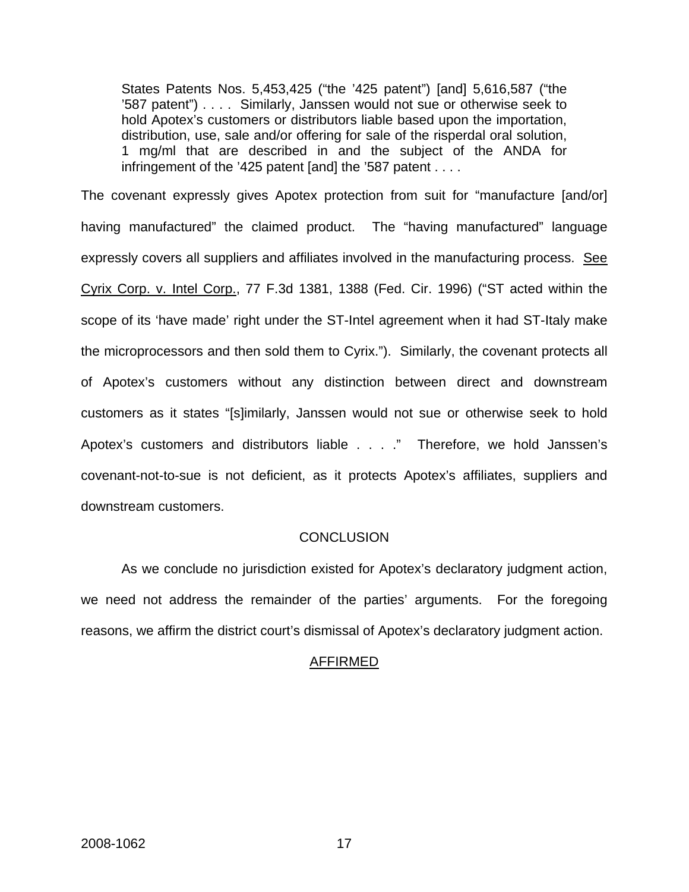> States Patents Nos. 5,453,425 ("the '425 patent") [and] 5,616,587 ("the '587 patent") . . . . Similarly, Janssen would not sue or otherwise seek to hold Apotex's customers or distributors liable based upon the importation, distribution, use, sale and/or offering for sale of the risperdal oral solution, 1 mg/ml that are described in and the subject of the ANDA for infringement of the '425 patent [and] the '587 patent . . . .

The covenant expressly gives Apotex protection from suit for "manufacture [and/or] having manufactured" the claimed product. The "having manufactured" language expressly covers all suppliers and affiliates involved in the manufacturing process. See Cyrix Corp. v. Intel Corp., 77 F.3d 1381, 1388 (Fed. Cir. 1996) ("ST acted within the scope of its 'have made' right under the ST-Intel agreement when it had ST-Italy make the microprocessors and then sold them to Cyrix."). Similarly, the covenant protects all of Apotex's customers without any distinction between direct and downstream customers as it states "[s]imilarly, Janssen would not sue or otherwise seek to hold Apotex's customers and distributors liable . . . ." Therefore, we hold Janssen's covenant-not-to-sue is not deficient, as it protects Apotex's affiliates, suppliers and downstream customers.

## CONCLUSION

As we conclude no jurisdiction existed for Apotex's declaratory judgment action, we need not address the remainder of the parties' arguments. For the foregoing reasons, we affirm the district court's dismissal of Apotex's declaratory judgment action.

AFFIRMED